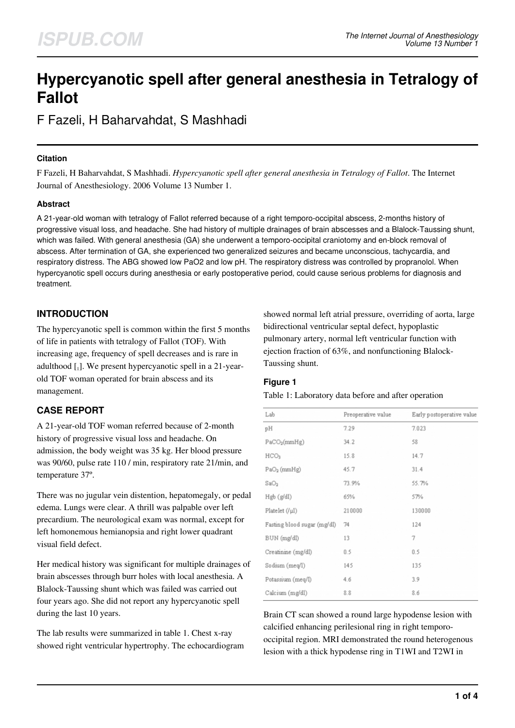# Hypercyanotic spell after general anesthesia in Tetralogy of Fallot

F Fazeli, H Baharvahdat, S Mashhadi

### Citation

F Fazeli, H Baharvahdat, S Mashhadi. *Hypercyanotic spell after general anesthesia in Tetralogy of Fallot*. The Internet Journal of Anesthesiology. 2006 Volume 13 Number 1.

### Abstract

A 21-year-old woman with tetralogy of Fallot referred because of a right temporo-occipital abscess, 2-months history of progressive visual loss, and headache. She had history of multiple drainages of brain abscesses and a Blalock-Taussing shunt, which was failed. With general anesthesia (GA) she underwent a temporo-occipital craniotomy and en-block removal of abscess. After termination of GA, she experienced two generalized seizures and became unconscious, tachycardia, and respiratory distress. The ABG showed low PaO2 and low pH. The respiratory distress was controlled by propranolol. When hypercyanotic spell occurs during anesthesia or early postoperative period, could cause serious problems for diagnosis and treatment.

## INTRODUCTION

The hypercyanotic spell is common within the first 5 months of life in patients with tetralogy of Fallot (TOF). With increasing age, frequency of spell decreases and is rare in adulthood [1]. We present hypercyanotic spell in a 21-year-old TOF woman operated for brain abscess and its management.

## CASE REPORT

A 21-year-old TOF woman referred because of 2-month history of progressive visual loss and headache. On admission, the body weight was 35 kg. Her blood pressure was 90/60, pulse rate 110 / min, respiratory rate 21/min, and temperature 37º.

There was no jugular vein distention, hepatomegaly, or pedal edema. Lungs were clear. A thrill was palpable over left precardium. The neurological exam was normal, except for left homonemous hemianopsia and right lower quadrant visual field defect.

Her medical history was significant for multiple drainages of brain abscesses through burr holes with local anesthesia. A Blalock-Taussing shunt which was failed was carried out four years ago. She did not report any hypercyanotic spell during the last 10 years.

The lab results were summarized in table 1. Chest x-ray showed right ventricular hypertrophy. The echocardiogram showed normal left atrial pressure, overriding of aorta, large bidirectional ventricular septal defect, hypoplastic pulmonary artery, normal left ventricular function with ejection fraction of 63%, and nonfunctioning Blalock-Taussing shunt.

### Figure 1

Table 1: Laboratory data before and after operation

| Lab | Preoperative value | Early postoperative value |
|---|---|---|
| pH | 7.29 | 7.023 |
| $PaCO_2$(mmHg) | 34.2 | 58 |
| $HCO_3$ | 15.8 | 14.7 |
| $PaO_2$ (mmHg) | 45.7 | 31.4 |
| $SaO_2$ | 73.9% | 55.7% |
| Hgb (g/dl) | 65% | 57% |
| Platelet (/µl) | 210000 | 130000 |
| Fasting blood sugar (mg/dl) | 74 | 124 |
| BUN (mg/dl) | 13 | 7 |
| Creatinine (mg/dl) | 0.5 | 0.5 |
| Sodium (meq/l) | 145 | 135 |
| Potassium (meq/l) | 4.6 | 3.9 |
| Calcium (mg/dl) | 8.8 | 8.6 |

Brain CT scan showed a round large hypodense lesion with calcified enhancing perilesional ring in right temporo-occipital region. MRI demonstrated the round heterogenous lesion with a thick hypodense ring in T1WI and T2WI in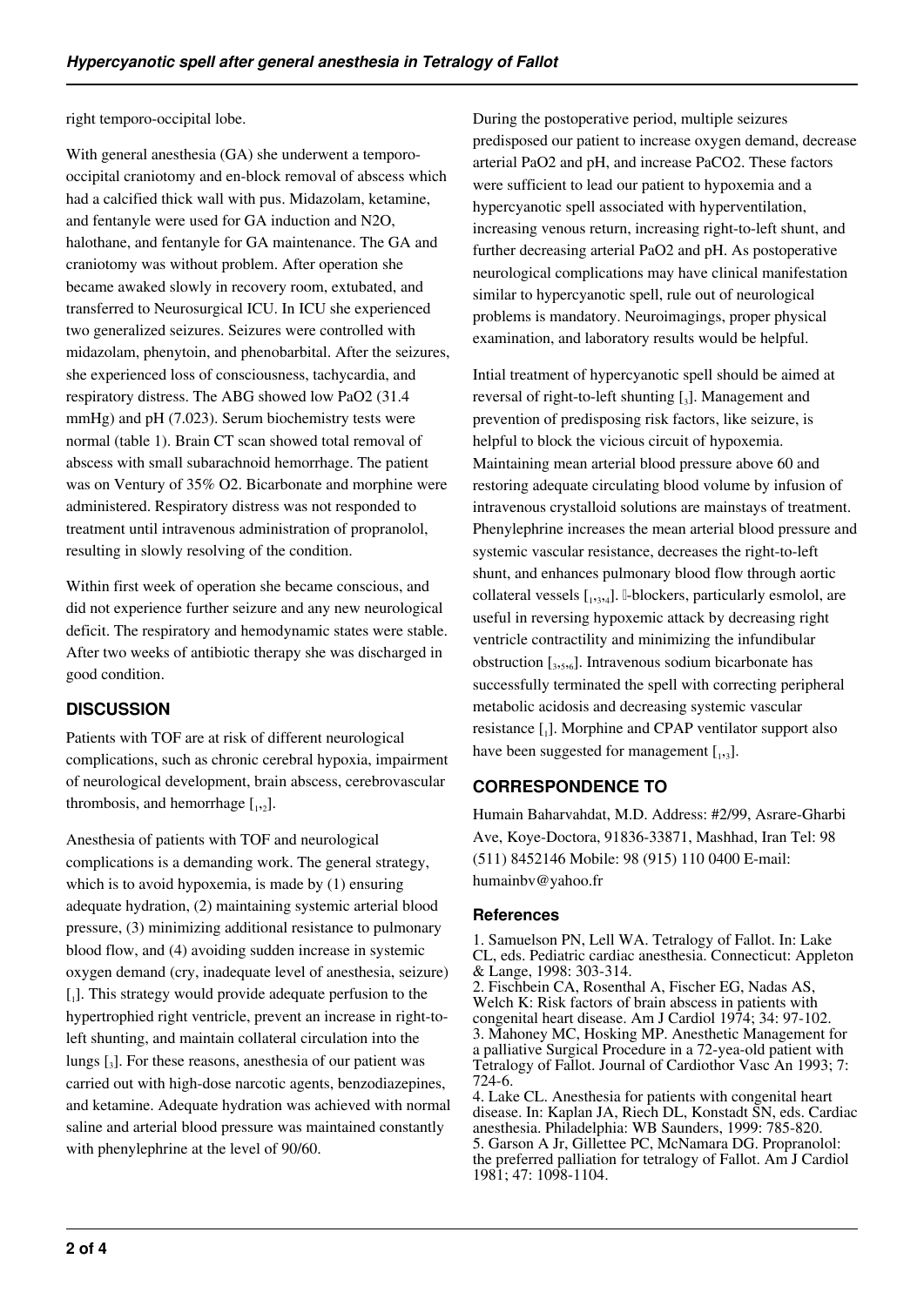right temporo-occipital lobe.

With general anesthesia (GA) she underwent a temporo-occipital craniotomy and en-block removal of abscess which had a calcified thick wall with pus. Midazolam, ketamine, and fentanyle were used for GA induction and $N_2O$, halothane, and fentanyle for GA maintenance. The GA and craniotomy was without problem. After operation she became awaked slowly in recovery room, extubated, and transferred to Neurosurgical ICU. In ICU she experienced two generalized seizures. Seizures were controlled with midazolam, phenytoin, and phenobarbital. After the seizures, she experienced loss of consciousness, tachycardia, and respiratory distress. The ABG showed low $PaO_2$ (31.4 mmHg) and pH (7.023). Serum biochemistry tests were normal (table 1). Brain CT scan showed total removal of abscess with small subarachnoid hemorrhage. The patient was on Ventury of 35% $O_2$. Bicarbonate and morphine were administered. Respiratory distress was not responded to treatment until intravenous administration of propranolol, resulting in slowly resolving of the condition.

Within first week of operation she became conscious, and did not experience further seizure and any new neurological deficit. The respiratory and hemodynamic states were stable. After two weeks of antibiotic therapy she was discharged in good condition.

## DISCUSSION

Patients with TOF are at risk of different neurological complications, such as chronic cerebral hypoxia, impairment of neurological development, brain abscess, cerebrovascular thrombosis, and hemorrhage [1,2].

Anesthesia of patients with TOF and neurological complications is a demanding work. The general strategy, which is to avoid hypoxemia, is made by (1) ensuring adequate hydration, (2) maintaining systemic arterial blood pressure, (3) minimizing additional resistance to pulmonary blood flow, and (4) avoiding sudden increase in systemic oxygen demand (cry, inadequate level of anesthesia, seizure) [1]. This strategy would provide adequate perfusion to the hypertrophied right ventricle, prevent an increase in right-to-left shunting, and maintain collateral circulation into the lungs [3]. For these reasons, anesthesia of our patient was carried out with high-dose narcotic agents, benzodiazepines, and ketamine. Adequate hydration was achieved with normal saline and arterial blood pressure was maintained constantly with phenylephrine at the level of 90/60.

During the postoperative period, multiple seizures predisposed our patient to increase oxygen demand, decrease arterial $PaO_2$ and pH, and increase $PaCO_2$. These factors were sufficient to lead our patient to hypoxemia and a hypercyanotic spell associated with hyperventilation, increasing venous return, increasing right-to-left shunt, and further decreasing arterial $PaO_2$ and pH. As postoperative neurological complications may have clinical manifestation similar to hypercyanotic spell, rule out of neurological problems is mandatory. Neuroimagings, proper physical examination, and laboratory results would be helpful.

Intial treatment of hypercyanotic spell should be aimed at reversal of right-to-left shunting [3]. Management and prevention of predisposing risk factors, like seizure, is helpful to block the vicious circuit of hypoxemia. Maintaining mean arterial blood pressure above 60 and restoring adequate circulating blood volume by infusion of intravenous crystalloid solutions are mainstays of treatment. Phenylephrine increases the mean arterial blood pressure and systemic vascular resistance, decreases the right-to-left shunt, and enhances pulmonary blood flow through aortic collateral vessels [1,3,4]. β-blockers, particularly esmolol, are useful in reversing hypoxemic attack by decreasing right ventricle contractility and minimizing the infundibular obstruction [3,5,6]. Intravenous sodium bicarbonate has successfully terminated the spell with correcting peripheral metabolic acidosis and decreasing systemic vascular resistance [1]. Morphine and CPAP ventilator support also have been suggested for management [1,3].

## CORRESPONDENCE TO

Humain Baharvahdat, M.D. Address: #2/99, Asrare-Gharbi Ave, Koye-Doctora, 91836-33871, Mashhad, Iran Tel: 98 (511) 8452146 Mobile: 98 (915) 110 0400 E-mail: humainbv@yahoo.fr

### References

1. Samuelson PN, Lell WA. Tetralogy of Fallot. In: Lake CL, eds. Pediatric cardiac anesthesia. Connecticut: Appleton & Lange, 1998: 303-314.
2. Fischbein CA, Rosenthal A, Fischer EG, Nadas AS, Welch K: Risk factors of brain abscess in patients with congenital heart disease. Am J Cardiol 1974; 34: 97-102.
3. Mahoney MC, Hosking MP. Anesthetic Management for a palliative Surgical Procedure in a 72-yea-old patient with Tetralogy of Fallot. Journal of Cardiothor Vasc An 1993; 7: 724-6.
4. Lake CL. Anesthesia for patients with congenital heart disease. In: Kaplan JA, Riech DL, Konstadt SN, eds. Cardiac anesthesia. Philadelphia: WB Saunders, 1999: 785-820.
5. Garson A Jr, Gillettee PC, McNamara DG. Propranolol: the preferred palliation for tetralogy of Fallot. Am J Cardiol 1981; 47: 1098-1104.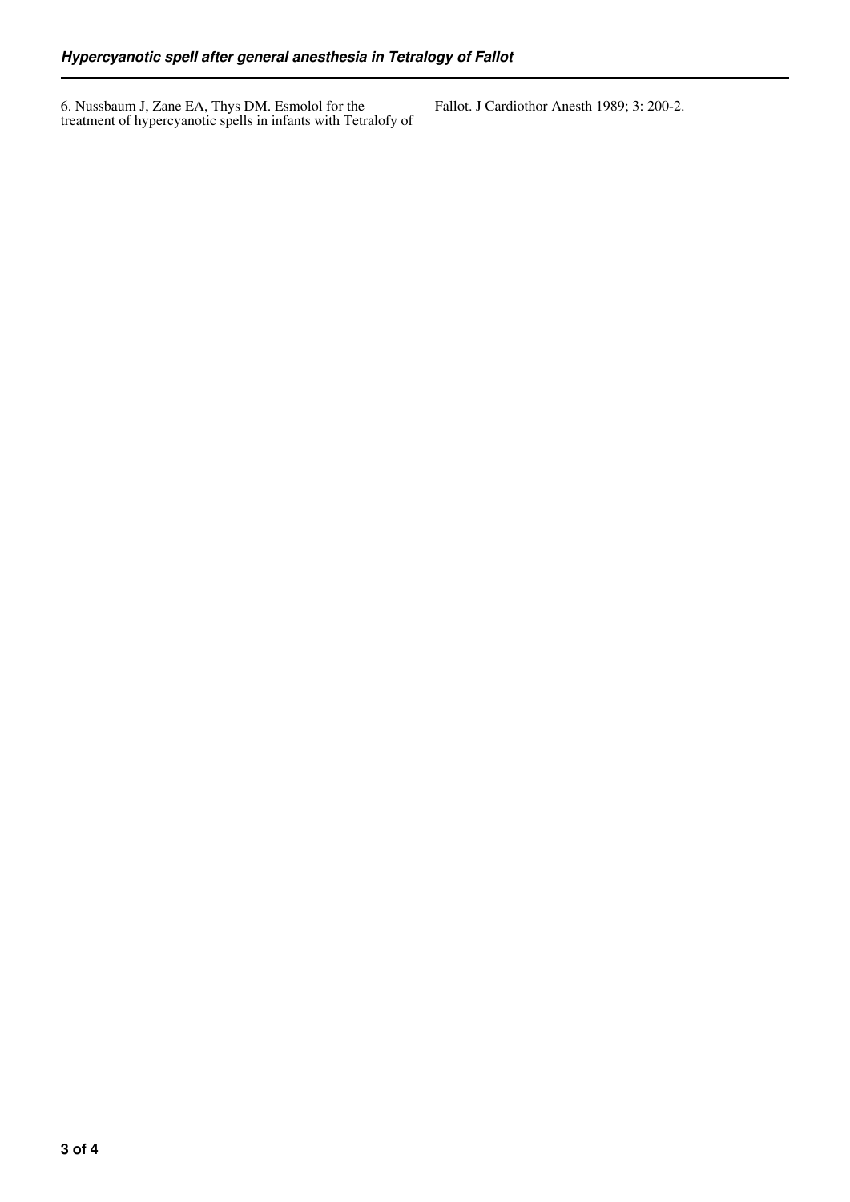6. Nussbaum J, Zane EA, Thys DM. Esmolol for the treatment of hypercyanotic spells in infants with Tetralofy of Fallot. J Cardiothor Anesth 1989; 3: 200-2.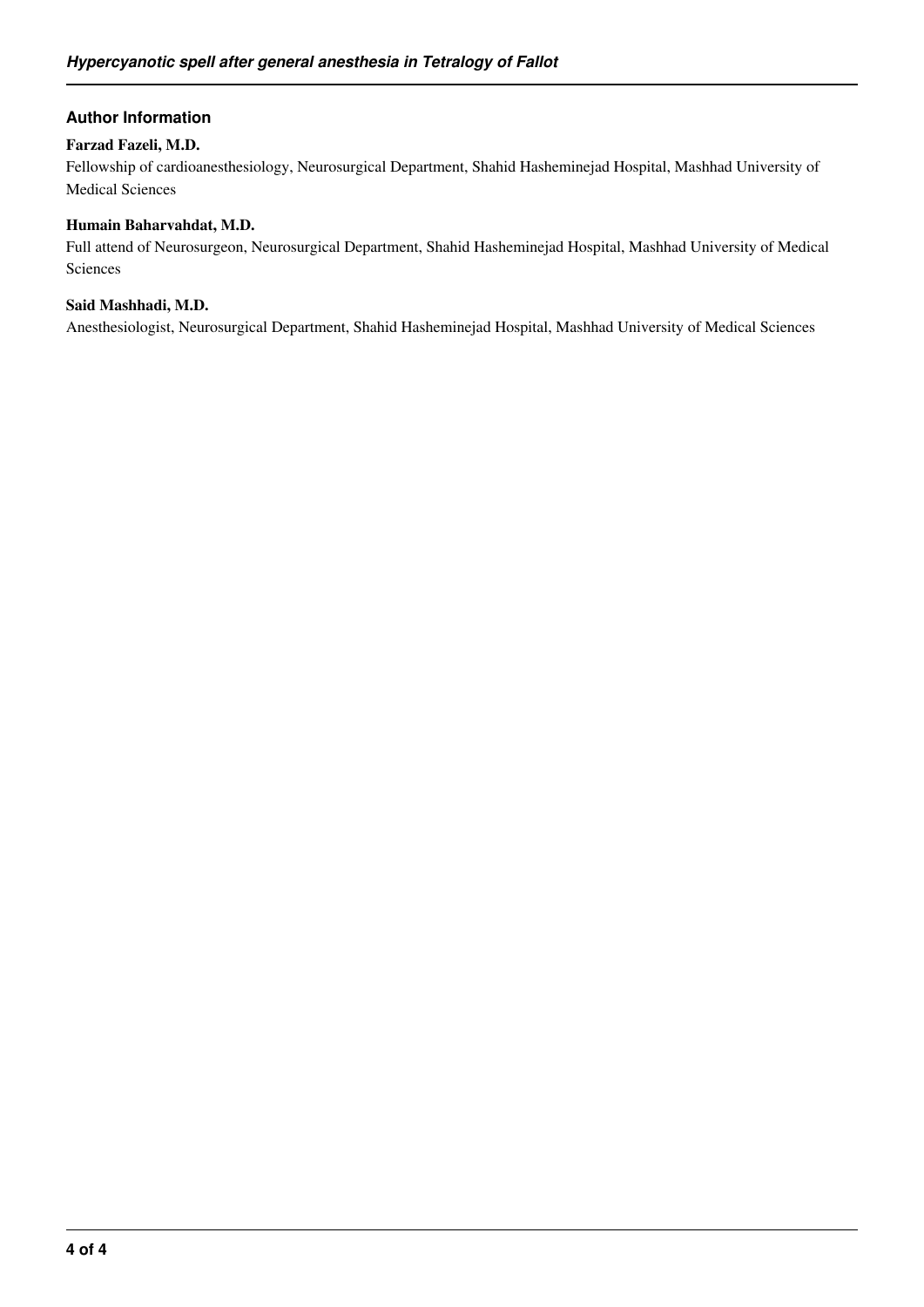## Author Information

**Farzad Fazeli, M.D.**

Fellowship of cardioanesthesiology, Neurosurgical Department, Shahid Hasheminejad Hospital, Mashhad University of Medical Sciences

**Humain Baharvahdat, M.D.**

Full attend of Neurosurgeon, Neurosurgical Department, Shahid Hasheminejad Hospital, Mashhad University of Medical Sciences

**Said Mashhadi, M.D.**

Anesthesiologist, Neurosurgical Department, Shahid Hasheminejad Hospital, Mashhad University of Medical Sciences